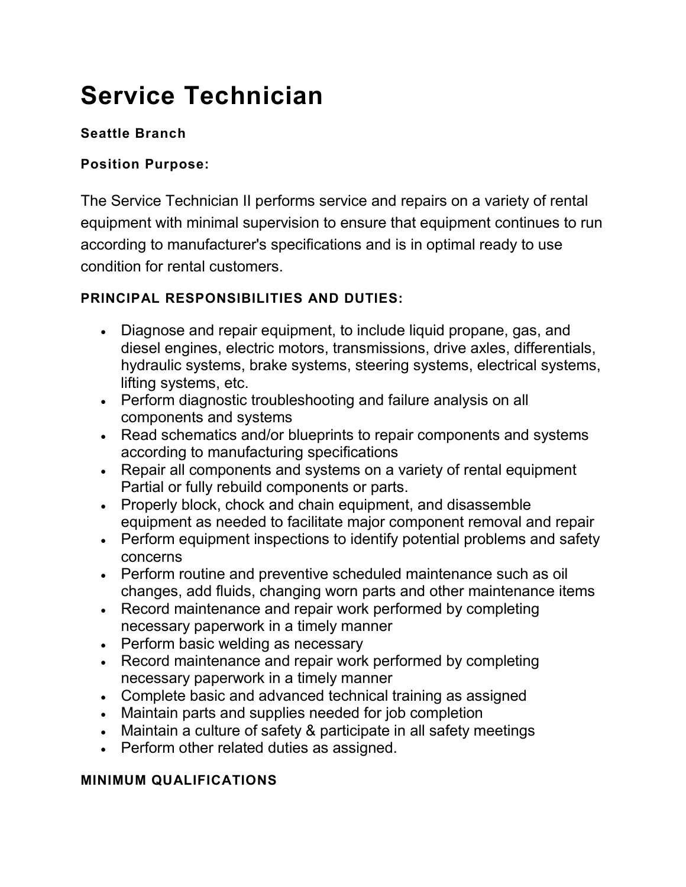# Service Technician

**Seattle Branch**

**Position Purpose:**

The Service Technician II performs service and repairs on a variety of rental equipment with minimal supervision to ensure that equipment continues to run according to manufacturer's specifications and is in optimal ready to use condition for rental customers.

**PRINCIPAL RESPONSIBILITIES AND DUTIES:**

- Diagnose and repair equipment, to include liquid propane, gas, and diesel engines, electric motors, transmissions, drive axles, differentials, hydraulic systems, brake systems, steering systems, electrical systems, lifting systems, etc.
- Perform diagnostic troubleshooting and failure analysis on all components and systems
- Read schematics and/or blueprints to repair components and systems according to manufacturing specifications
- Repair all components and systems on a variety of rental equipment Partial or fully rebuild components or parts.
- Properly block, chock and chain equipment, and disassemble equipment as needed to facilitate major component removal and repair
- Perform equipment inspections to identify potential problems and safety concerns
- Perform routine and preventive scheduled maintenance such as oil changes, add fluids, changing worn parts and other maintenance items
- Record maintenance and repair work performed by completing necessary paperwork in a timely manner
- Perform basic welding as necessary
- Record maintenance and repair work performed by completing necessary paperwork in a timely manner
- Complete basic and advanced technical training as assigned
- Maintain parts and supplies needed for job completion
- Maintain a culture of safety & participate in all safety meetings
- Perform other related duties as assigned.

**MINIMUM QUALIFICATIONS**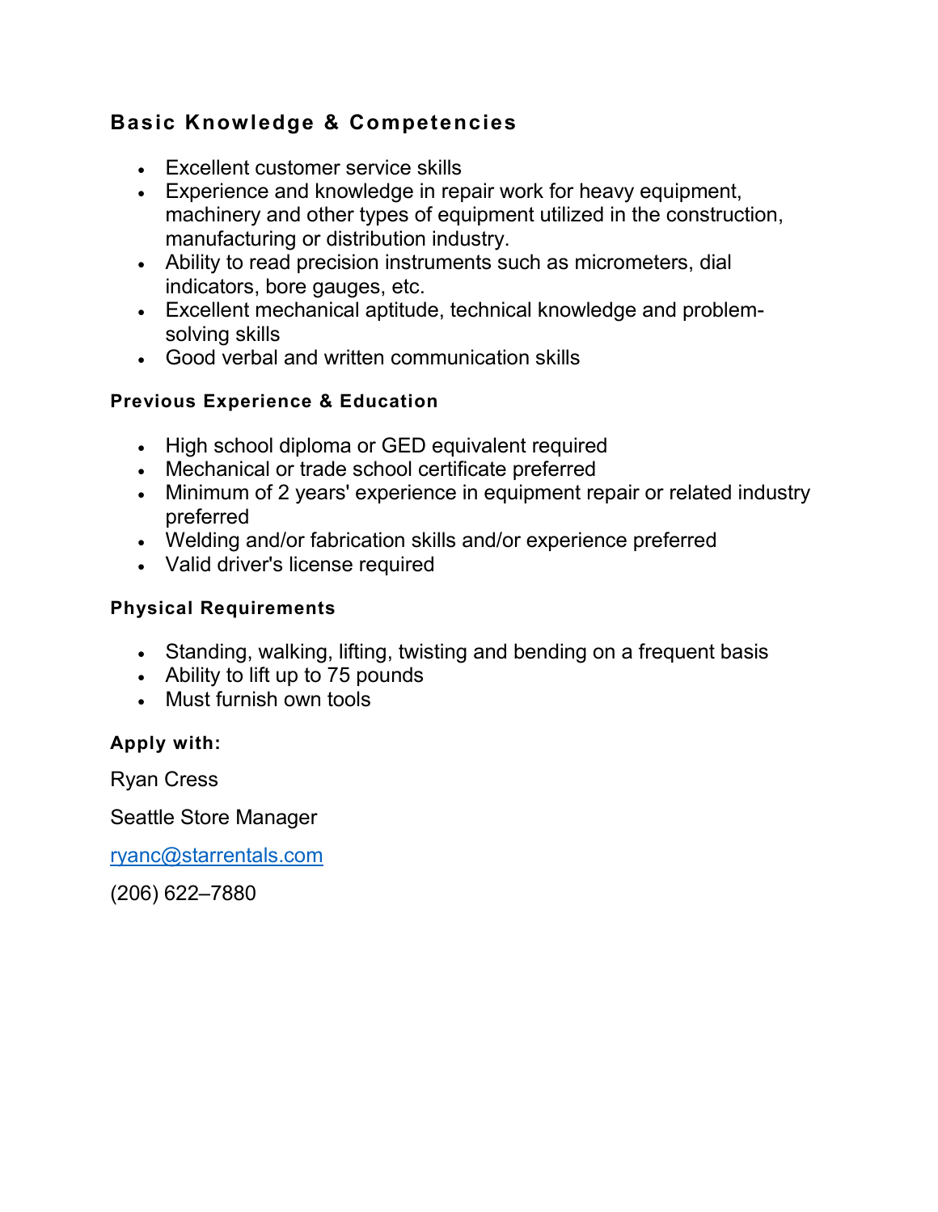## Basic Knowledge & Competencies

- Excellent customer service skills
- Experience and knowledge in repair work for heavy equipment, machinery and other types of equipment utilized in the construction, manufacturing or distribution industry.
- Ability to read precision instruments such as micrometers, dial indicators, bore gauges, etc.
- Excellent mechanical aptitude, technical knowledge and problem-solving skills
- Good verbal and written communication skills

### Previous Experience & Education

- High school diploma or GED equivalent required
- Mechanical or trade school certificate preferred
- Minimum of 2 years' experience in equipment repair or related industry preferred
- Welding and/or fabrication skills and/or experience preferred
- Valid driver's license required

### Physical Requirements

- Standing, walking, lifting, twisting and bending on a frequent basis
- Ability to lift up to 75 pounds
- Must furnish own tools

**Apply with:**

Ryan Cress

Seattle Store Manager

ryanc@starrentals.com

(206) 622–7880